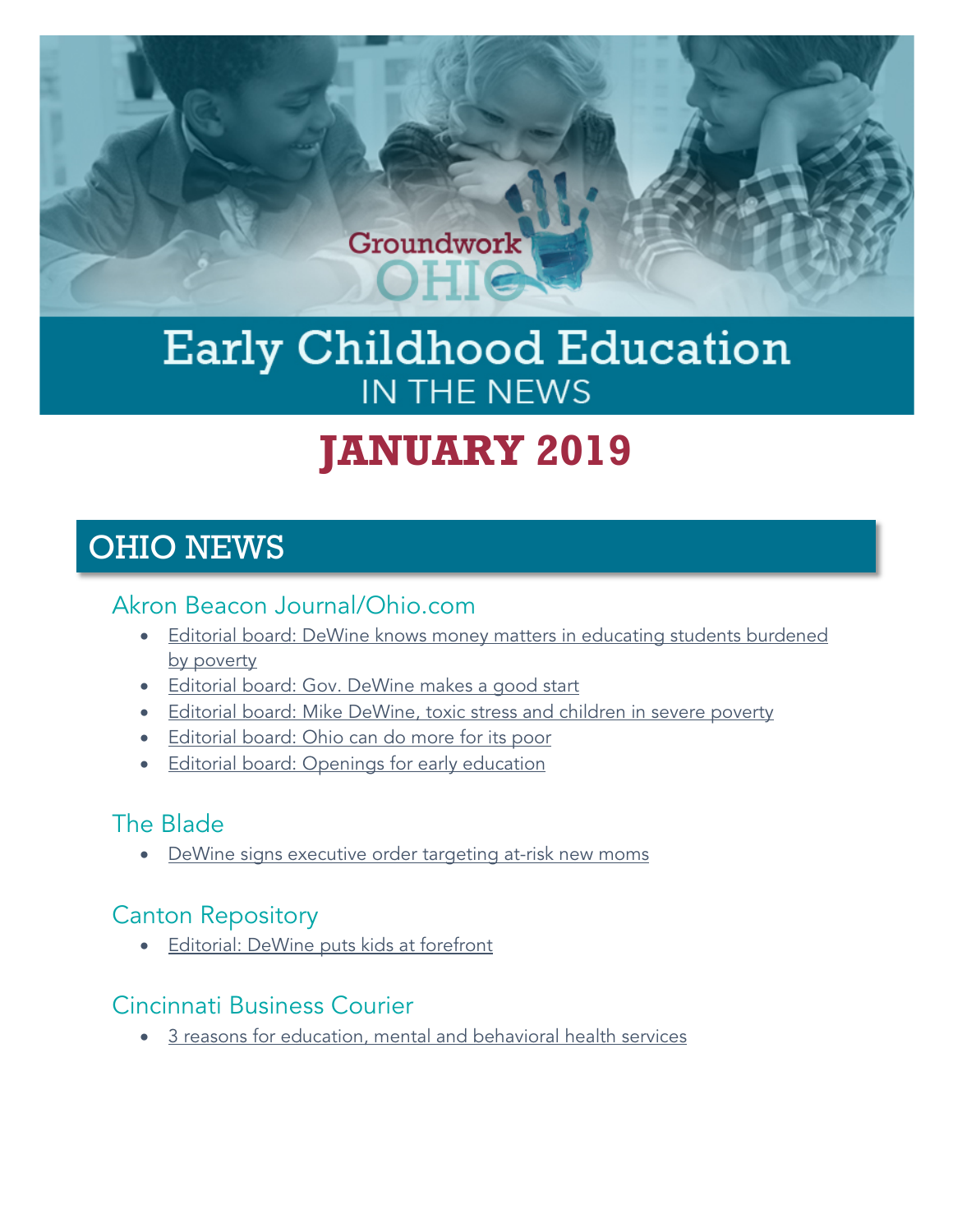Groundwork OHIO

# Early Childhood Education IN THE NEWS

# JANUARY 2019

## OHIO NEWS

### Akron Beacon Journal/Ohio.com

- Editorial board: DeWine knows money matters in educating students burdened by poverty
- Editorial board: Gov. DeWine makes a good start
- Editorial board: Mike DeWine, toxic stress and children in severe poverty
- Editorial board: Ohio can do more for its poor
- Editorial board: Openings for early education

### The Blade

- DeWine signs executive order targeting at-risk new moms

### Canton Repository

- Editorial: DeWine puts kids at forefront

### Cincinnati Business Courier

- 3 reasons for education, mental and behavioral health services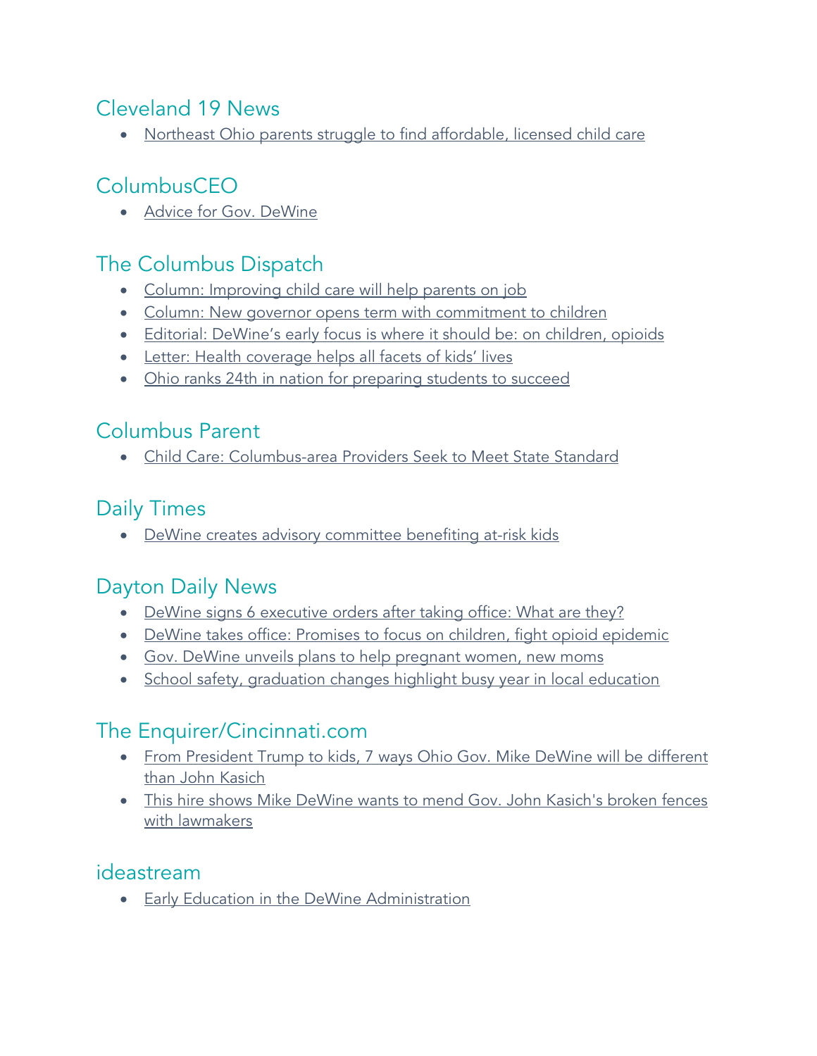## Cleveland 19 News

- Northeast Ohio parents struggle to find affordable, licensed child care

## ColumbusCEO

- Advice for Gov. DeWine

## The Columbus Dispatch

- Column: Improving child care will help parents on job
- Column: New governor opens term with commitment to children
- Editorial: DeWine's early focus is where it should be: on children, opioids
- Letter: Health coverage helps all facets of kids' lives
- Ohio ranks 24th in nation for preparing students to succeed

## Columbus Parent

- Child Care: Columbus-area Providers Seek to Meet State Standard

## Daily Times

- DeWine creates advisory committee benefiting at-risk kids

## Dayton Daily News

- DeWine signs 6 executive orders after taking office: What are they?
- DeWine takes office: Promises to focus on children, fight opioid epidemic
- Gov. DeWine unveils plans to help pregnant women, new moms
- School safety, graduation changes highlight busy year in local education

## The Enquirer/Cincinnati.com

- From President Trump to kids, 7 ways Ohio Gov. Mike DeWine will be different than John Kasich
- This hire shows Mike DeWine wants to mend Gov. John Kasich's broken fences with lawmakers

## ideastream

- Early Education in the DeWine Administration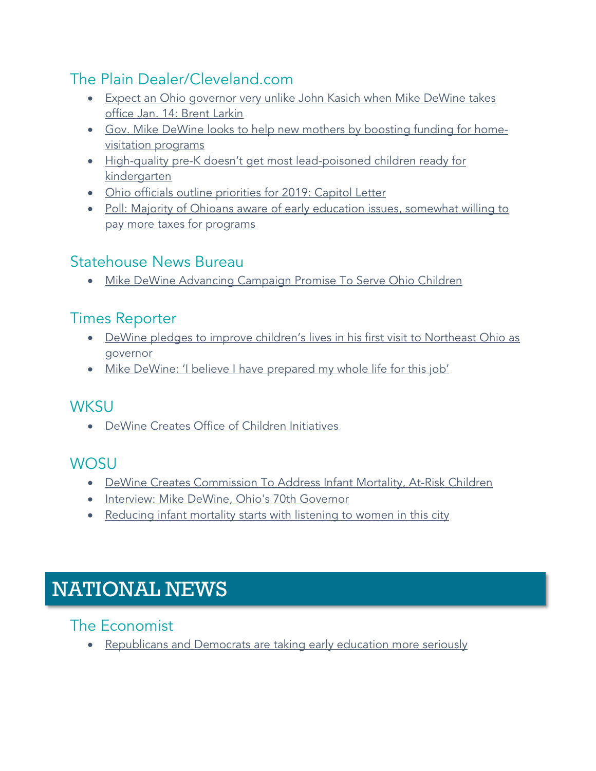## The Plain Dealer/Cleveland.com

- Expect an Ohio governor very unlike John Kasich when Mike DeWine takes office Jan. 14: Brent Larkin
- Gov. Mike DeWine looks to help new mothers by boosting funding for home-visitation programs
- High-quality pre-K doesn't get most lead-poisoned children ready for kindergarten
- Ohio officials outline priorities for 2019: Capitol Letter
- Poll: Majority of Ohioans aware of early education issues, somewhat willing to pay more taxes for programs

## Statehouse News Bureau

- Mike DeWine Advancing Campaign Promise To Serve Ohio Children

## Times Reporter

- DeWine pledges to improve children's lives in his first visit to Northeast Ohio as governor
- Mike DeWine: 'I believe I have prepared my whole life for this job'

## WKSU

- DeWine Creates Office of Children Initiatives

## WOSU

- DeWine Creates Commission To Address Infant Mortality, At-Risk Children
- Interview: Mike DeWine, Ohio's 70th Governor
- Reducing infant mortality starts with listening to women in this city

# NATIONAL NEWS

## The Economist

- Republicans and Democrats are taking early education more seriously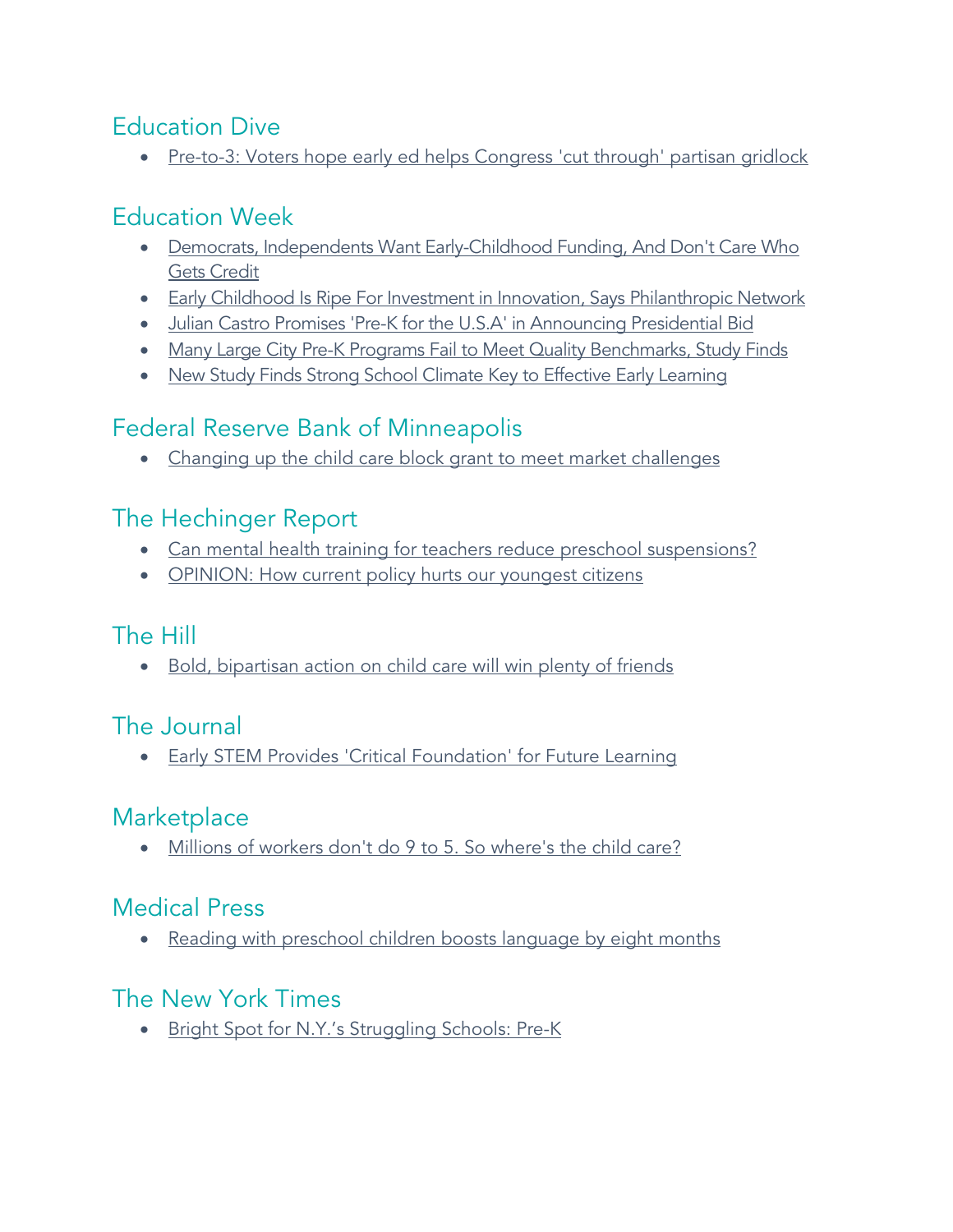## Education Dive

- Pre-to-3: Voters hope early ed helps Congress 'cut through' partisan gridlock

## Education Week

- Democrats, Independents Want Early-Childhood Funding, And Don't Care Who Gets Credit
- Early Childhood Is Ripe For Investment in Innovation, Says Philanthropic Network
- Julian Castro Promises 'Pre-K for the U.S.A' in Announcing Presidential Bid
- Many Large City Pre-K Programs Fail to Meet Quality Benchmarks, Study Finds
- New Study Finds Strong School Climate Key to Effective Early Learning

## Federal Reserve Bank of Minneapolis

- Changing up the child care block grant to meet market challenges

## The Hechinger Report

- Can mental health training for teachers reduce preschool suspensions?
- OPINION: How current policy hurts our youngest citizens

## The Hill

- Bold, bipartisan action on child care will win plenty of friends

## The Journal

- Early STEM Provides 'Critical Foundation' for Future Learning

## Marketplace

- Millions of workers don't do 9 to 5. So where's the child care?

## Medical Press

- Reading with preschool children boosts language by eight months

## The New York Times

- Bright Spot for N.Y.'s Struggling Schools: Pre-K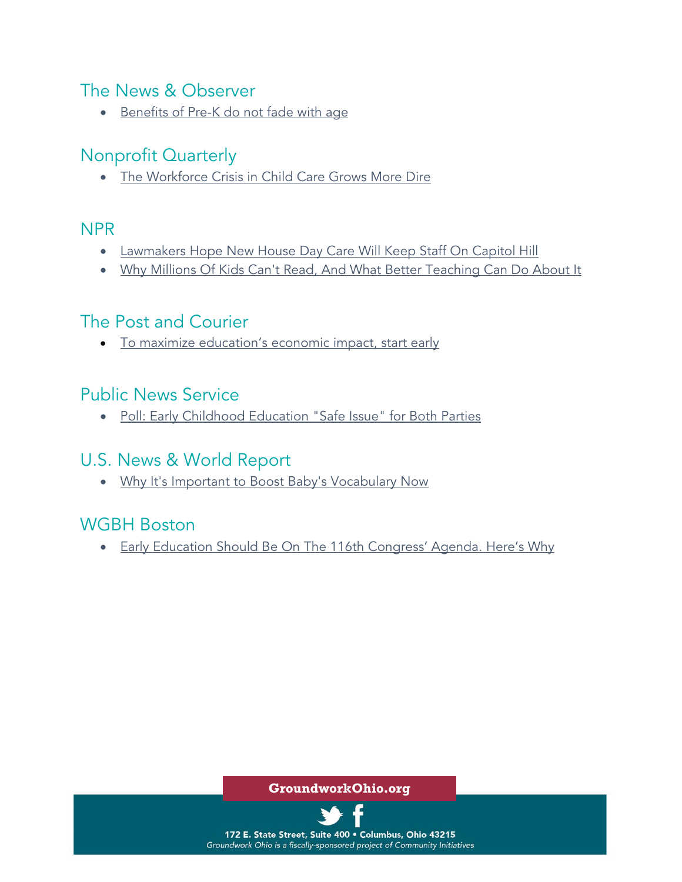## The News & Observer

- Benefits of Pre-K do not fade with age

## Nonprofit Quarterly

- The Workforce Crisis in Child Care Grows More Dire

## NPR

- Lawmakers Hope New House Day Care Will Keep Staff On Capitol Hill
- Why Millions Of Kids Can't Read, And What Better Teaching Can Do About It

## The Post and Courier

- To maximize education's economic impact, start early

## Public News Service

- Poll: Early Childhood Education "Safe Issue" for Both Parties

## U.S. News & World Report

- Why It's Important to Boost Baby's Vocabulary Now

## WGBH Boston

- Early Education Should Be On The 116th Congress' Agenda. Here's Why

**GroundworkOhio.org**

172 E. State Street, Suite 400 • Columbus, Ohio 43215

*Groundwork Ohio is a fiscally-sponsored project of Community Initiatives*